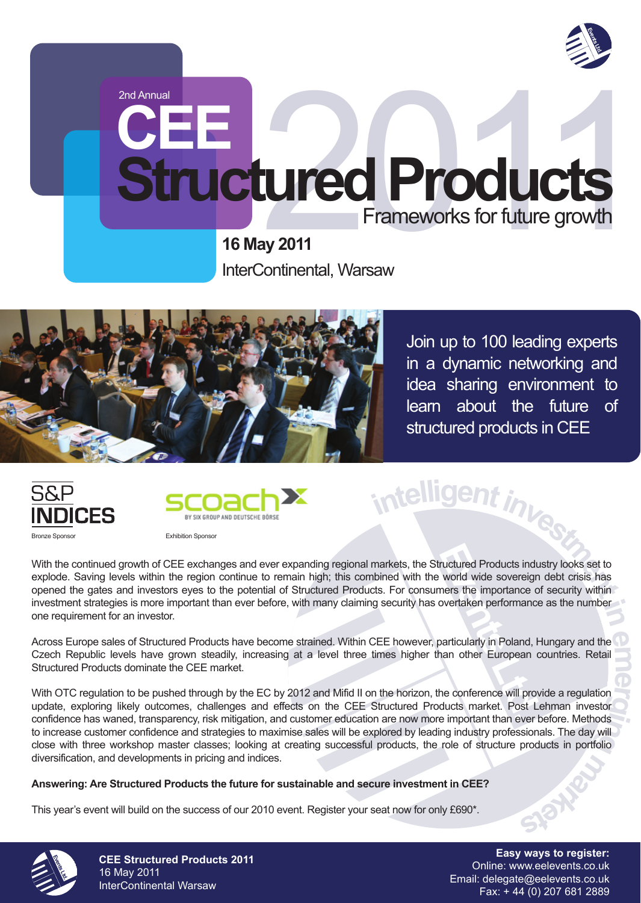2nd Annual

# CEE Structured Products 2011

Frameworks for future growth

**16 May 2011**

InterContinental, Warsaw

Join up to 100 leading experts in a dynamic networking and idea sharing environment to learn about the future of structured products in CEE

S&P INDICES
Bronze Sponsor

scoach
BY SIX GROUP AND DEUTSCHE BÖRSE
Exhibition Sponsor

With the continued growth of CEE exchanges and ever expanding regional markets, the Structured Products industry looks set to explode. Saving levels within the region continue to remain high; this combined with the world wide sovereign debt crisis has opened the gates and investors eyes to the potential of Structured Products. For consumers the importance of security within investment strategies is more important than ever before, with many claiming security has overtaken performance as the number one requirement for an investor.

Across Europe sales of Structured Products have become strained. Within CEE however, particularly in Poland, Hungary and the Czech Republic levels have grown steadily, increasing at a level three times higher than other European countries. Retail Structured Products dominate the CEE market.

With OTC regulation to be pushed through by the EC by 2012 and Mifid II on the horizon, the conference will provide a regulation update, exploring likely outcomes, challenges and effects on the CEE Structured Products market. Post Lehman investor confidence has waned, transparency, risk mitigation, and customer education are now more important than ever before. Methods to increase customer confidence and strategies to maximise sales will be explored by leading industry professionals. The day will close with three workshop master classes; looking at creating successful products, the role of structure products in portfolio diversification, and developments in pricing and indices.

**Answering: Are Structured Products the future for sustainable and secure investment in CEE?**

This year's event will build on the success of our 2010 event. Register your seat now for only £690*.

**CEE Structured Products 2011**
16 May 2011
InterContinental Warsaw

**Easy ways to register:**
Online: www.eelevents.co.uk
Email: delegate@eelevents.co.uk
Fax: + 44 (0) 207 681 2889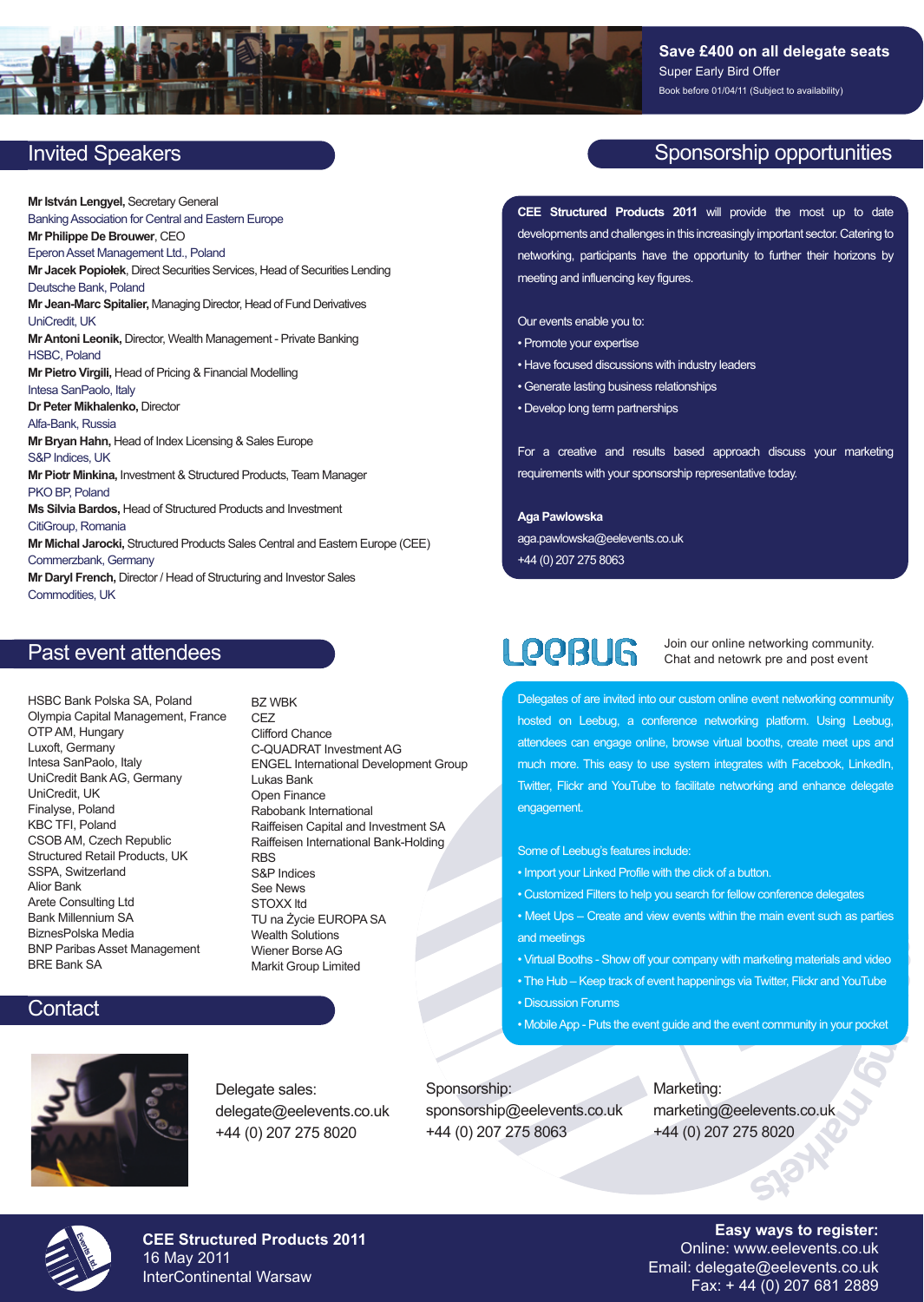**Save £400 on all delegate seats**

Super Early Bird Offer

Book before 01/04/11 (Subject to availability)

## Invited Speakers

**Mr István Lengyel,** Secretary General
Banking Association for Central and Eastern Europe

**Mr Philippe De Brouwer**, CEO
Eperon Asset Management Ltd., Poland

**Mr Jacek Popiołek**, Direct Securities Services, Head of Securities Lending
Deutsche Bank, Poland

**Mr Jean-Marc Spitalier,** Managing Director, Head of Fund Derivatives
UniCredit, UK

**Mr Antoni Leonik,** Director, Wealth Management - Private Banking
HSBC, Poland

**Mr Pietro Virgili,** Head of Pricing & Financial Modelling
Intesa SanPaolo, Italy

**Dr Peter Mikhalenko,** Director
Alfa-Bank, Russia

**Mr Bryan Hahn,** Head of Index Licensing & Sales Europe
S&P Indices, UK

**Mr Piotr Minkina,** Investment & Structured Products, Team Manager
PKO BP, Poland

**Ms Silvia Bardos,** Head of Structured Products and Investment
CitiGroup, Romania

**Mr Michal Jarocki,** Structured Products Sales Central and Eastern Europe (CEE)
Commerzbank, Germany

**Mr Daryl French,** Director / Head of Structuring and Investor Sales
Commodities, UK

## Sponsorship opportunities

**CEE Structured Products 2011** will provide the most up to date developments and challenges in this increasingly important sector. Catering to networking, participants have the opportunity to further their horizons by meeting and influencing key figures.

Our events enable you to:

- Promote your expertise
- Have focused discussions with industry leaders
- Generate lasting business relationships
- Develop long term partnerships

For a creative and results based approach discuss your marketing requirements with your sponsorship representative today.

**Aga Pawlowska**
aga.pawlowska@eelevents.co.uk
+44 (0) 207 275 8063

## Past event attendees

HSBC Bank Polska SA, Poland
Olympia Capital Management, France
OTP AM, Hungary
Luxoft, Germany
Intesa SanPaolo, Italy
UniCredit Bank AG, Germany
UniCredit, UK
Finalyse, Poland
KBC TFI, Poland
CSOB AM, Czech Republic
Structured Retail Products, UK
SSPA, Switzerland
Alior Bank
Arete Consulting Ltd
Bank Millennium SA
BiznesPolska Media
BNP Paribas Asset Management
BRE Bank SA
BZ WBK
CEZ
Clifford Chance
C-QUADRAT Investment AG
ENGEL International Development Group
Lukas Bank
Open Finance
Rabobank International
Raiffeisen Capital and Investment SA
Raiffeisen International Bank-Holding
RBS
S&P Indices
See News
STOXX ltd
TU na Życie EUROPA SA
Wealth Solutions
Wiener Borse AG
Markit Group Limited

## Leebug

Join our online networking community.
Chat and netowrk pre and post event

Delegates of are invited into our custom online event networking community hosted on Leebug, a conference networking platform. Using Leebug, attendees can engage online, browse virtual booths, create meet ups and much more. This easy to use system integrates with Facebook, LinkedIn, Twitter, Flickr and YouTube to facilitate networking and enhance delegate engagement.

Some of Leebug's features include:

- Import your Linked Profile with the click of a button.
- Customized Filters to help you search for fellow conference delegates
- Meet Ups – Create and view events within the main event such as parties and meetings
- Virtual Booths - Show off your company with marketing materials and video
- The Hub – Keep track of event happenings via Twitter, Flickr and YouTube
- Discussion Forums
- Mobile App - Puts the event guide and the event community in your pocket

## Contact

Delegate sales:
delegate@eelevents.co.uk
+44 (0) 207 275 8020

Sponsorship:
sponsorship@eelevents.co.uk
+44 (0) 207 275 8063

Marketing:
marketing@eelevents.co.uk
+44 (0) 207 275 8020

**CEE Structured Products 2011**
16 May 2011
InterContinental Warsaw

**Easy ways to register:**
Online: www.eelevents.co.uk
Email: delegate@eelevents.co.uk
Fax: + 44 (0) 207 681 2889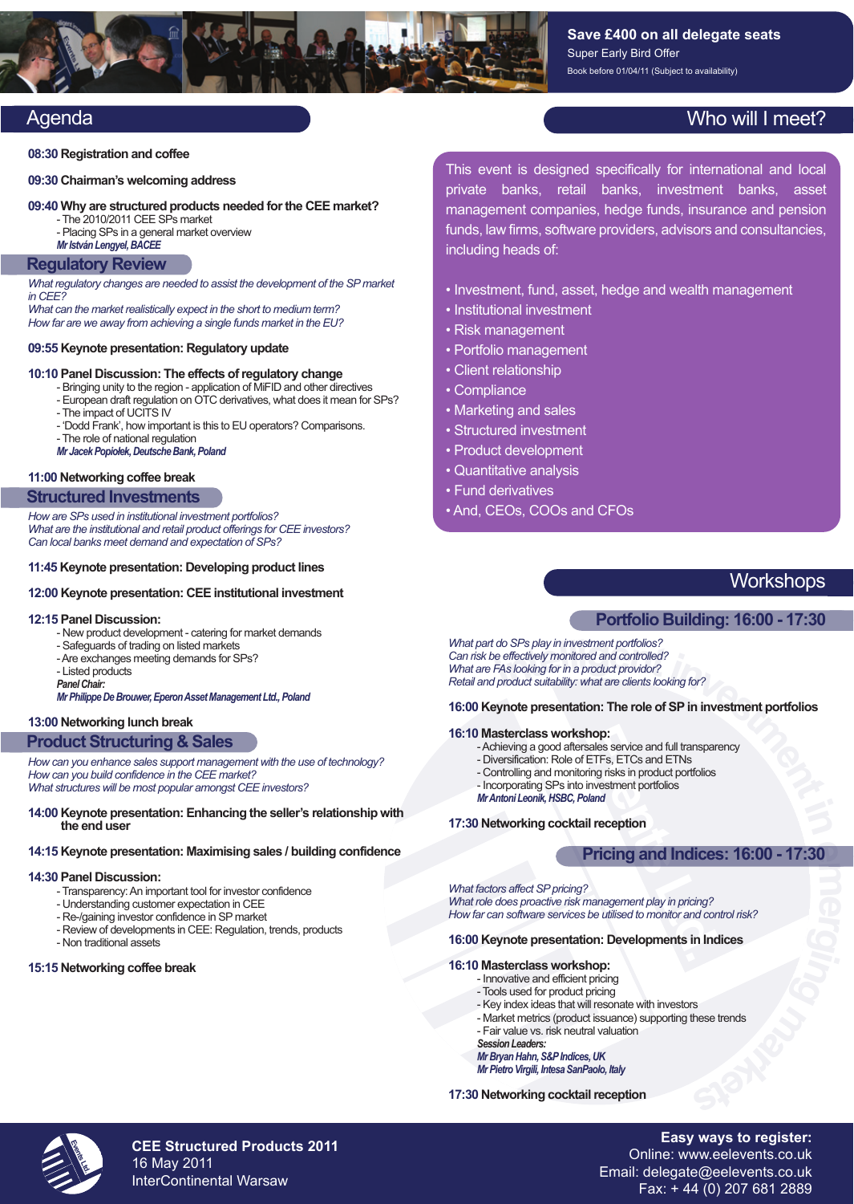**Save £400 on all delegate seats**
Super Early Bird Offer
Book before 01/04/11 (Subject to availability)

## Agenda

**08:30 Registration and coffee**

**09:30 Chairman's welcoming address**

**09:40 Why are structured products needed for the CEE market?**
- The 2010/2011 CEE SPs market
- Placing SPs in a general market overview

*Mr István Lengyel, BACEE*

### Regulatory Review

*What regulatory changes are needed to assist the development of the SP market in CEE?*
*What can the market realistically expect in the short to medium term?*
*How far are we away from achieving a single funds market in the EU?*

**09:55 Keynote presentation: Regulatory update**

**10:10 Panel Discussion: The effects of regulatory change**
- Bringing unity to the region - application of MiFID and other directives
- European draft regulation on OTC derivatives, what does it mean for SPs?
- The impact of UCITS IV
- 'Dodd Frank', how important is this to EU operators? Comparisons.
- The role of national regulation

*Mr Jacek Popiołek, Deutsche Bank, Poland*

**11:00 Networking coffee break**

### Structured Investments

*How are SPs used in institutional investment portfolios?*
*What are the institutional and retail product offerings for CEE investors?*
*Can local banks meet demand and expectation of SPs?*

**11:45 Keynote presentation: Developing product lines**

**12:00 Keynote presentation: CEE institutional investment**

**12:15 Panel Discussion:**
- New product development - catering for market demands
- Safeguards of trading on listed markets
- Are exchanges meeting demands for SPs?
- Listed products

***Panel Chair:***
*Mr Philippe De Brouwer, Eperon Asset Management Ltd., Poland*

**13:00 Networking lunch break**

### Product Structuring & Sales

*How can you enhance sales support management with the use of technology?*
*How can you build confidence in the CEE market?*
*What structures will be most popular amongst CEE investors?*

**14:00 Keynote presentation: Enhancing the seller's relationship with the end user**

**14:15 Keynote presentation: Maximising sales / building confidence**

**14:30 Panel Discussion:**
- Transparency: An important tool for investor confidence
- Understanding customer expectation in CEE
- Re-/gaining investor confidence in SP market
- Review of developments in CEE: Regulation, trends, products
- Non traditional assets

**15:15 Networking coffee break**

## Who will I meet?

This event is designed specifically for international and local private banks, retail banks, investment banks, asset management companies, hedge funds, insurance and pension funds, law firms, software providers, advisors and consultancies, including heads of:

- Investment, fund, asset, hedge and wealth management
- Institutional investment
- Risk management
- Portfolio management
- Client relationship
- Compliance
- Marketing and sales
- Structured investment
- Product development
- Quantitative analysis
- Fund derivatives
- And, CEOs, COOs and CFOs

## Workshops

### Portfolio Building: 16:00 - 17:30

*What part do SPs play in investment portfolios?*
*Can risk be effectively monitored and controlled?*
*What are FAs looking for in a product provider?*
*Retail and product suitability: what are clients looking for?*

**16:00 Keynote presentation: The role of SP in investment portfolios**

**16:10 Masterclass workshop:**
- Achieving a good aftersales service and full transparency
- Diversification: Role of ETFs, ETCs and ETNs
- Controlling and monitoring risks in product portfolios
- Incorporating SPs into investment portfolios

*Mr Antoni Leonik, HSBC, Poland*

**17:30 Networking cocktail reception**

### Pricing and Indices: 16:00 - 17:30

*What factors affect SP pricing?*
*What role does proactive risk management play in pricing?*
*How far can software services be utilised to monitor and control risk?*

**16:00 Keynote presentation: Developments in Indices**

**16:10 Masterclass workshop:**
- Innovative and efficient pricing
- Tools used for product pricing
- Key index ideas that will resonate with investors
- Market metrics (product issuance) supporting these trends
- Fair value vs. risk neutral valuation

***Session Leaders:***
*Mr Bryan Hahn, S&P Indices, UK*
*Mr Pietro Virgili, Intesa SanPaolo, Italy*

**17:30 Networking cocktail reception**

**CEE Structured Products 2011**
16 May 2011
InterContinental Warsaw

**Easy ways to register:**
Online: www.eelevents.co.uk
Email: delegate@eelevents.co.uk
Fax: + 44 (0) 207 681 2889